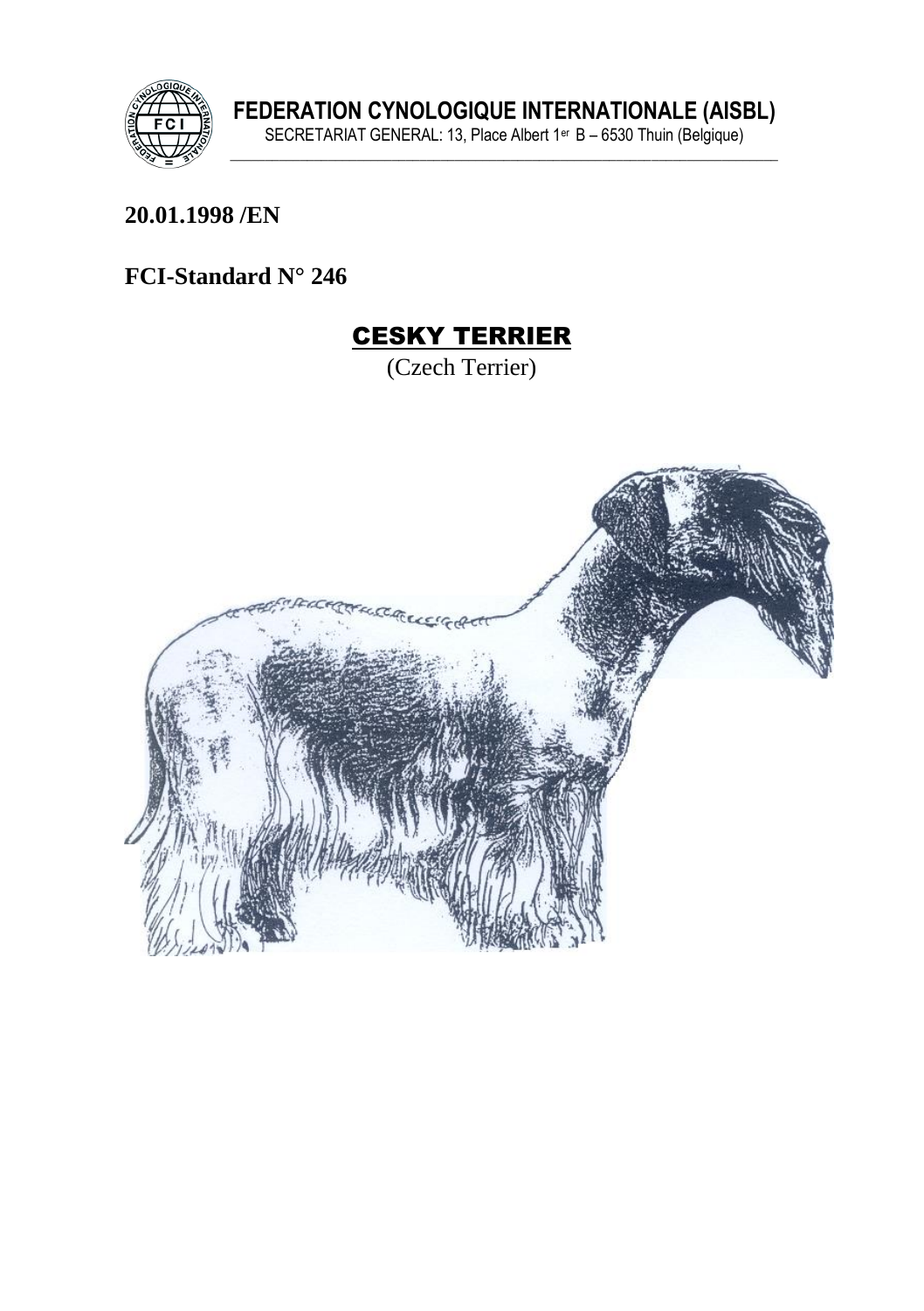**FEDERATION CYNOLOGIQUE INTERNATIONALE (AISBL)**

SECRETARIAT GENERAL: 13, Place Albert 1er B – 6530 Thuin (Belgique)

**20.01.1998 /EN**

**FCI-Standard N° 246**

# CESKY TERRIER

(Czech Terrier)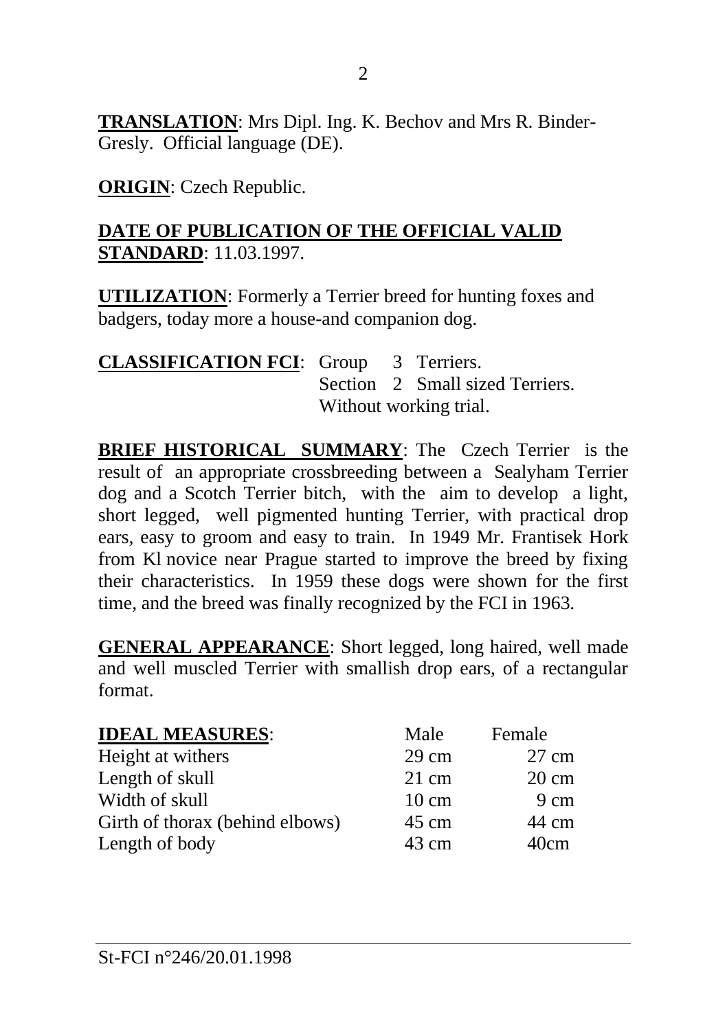**TRANSLATION**: Mrs Dipl. Ing. K. Bechov and Mrs R. Binder-Gresly. Official language (DE).

**ORIGIN**: Czech Republic.

**DATE OF PUBLICATION OF THE OFFICIAL VALID STANDARD**: 11.03.1997.

**UTILIZATION**: Formerly a Terrier breed for hunting foxes and badgers, today more a house-and companion dog.

**CLASSIFICATION FCI**: Group 3 Terriers.
Section 2 Small sized Terriers.
Without working trial.

**BRIEF HISTORICAL SUMMARY**: The Czech Terrier is the result of an appropriate crossbreeding between a Sealyham Terrier dog and a Scotch Terrier bitch, with the aim to develop a light, short legged, well pigmented hunting Terrier, with practical drop ears, easy to groom and easy to train. In 1949 Mr. Frantisek Hork from Kl novice near Prague started to improve the breed by fixing their characteristics. In 1959 these dogs were shown for the first time, and the breed was finally recognized by the FCI in 1963.

**GENERAL APPEARANCE**: Short legged, long haired, well made and well muscled Terrier with smallish drop ears, of a rectangular format.

| **IDEAL MEASURES**: | Male | Female |
|---|---|---|
| Height at withers | 29 cm | 27 cm |
| Length of skull | 21 cm | 20 cm |
| Width of skull | 10 cm | 9 cm |
| Girth of thorax (behind elbows) | 45 cm | 44 cm |
| Length of body | 43 cm | 40cm |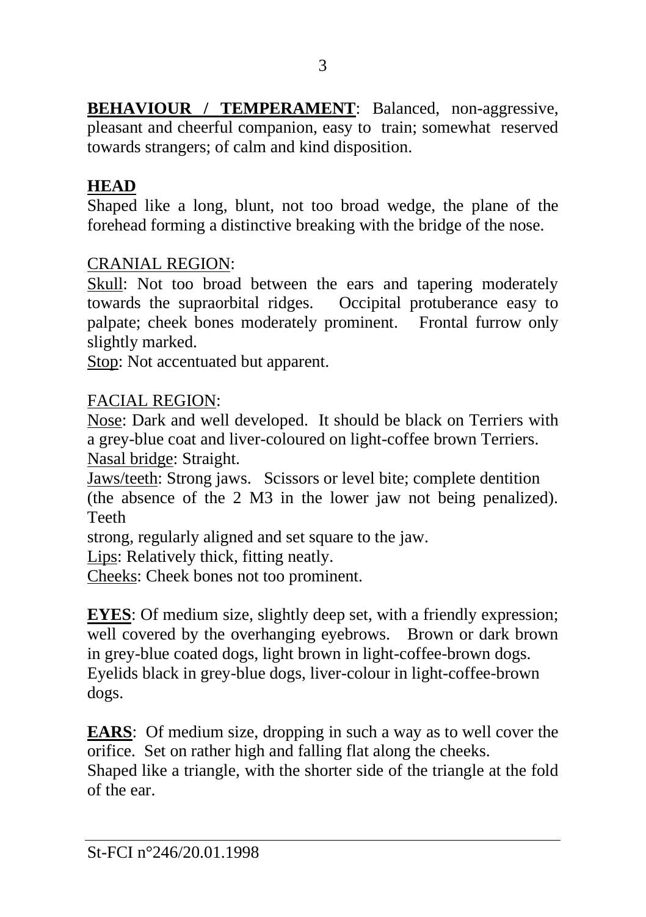**BEHAVIOUR / TEMPERAMENT**: Balanced, non-aggressive, pleasant and cheerful companion, easy to train; somewhat reserved towards strangers; of calm and kind disposition.

**HEAD**

Shaped like a long, blunt, not too broad wedge, the plane of the forehead forming a distinctive breaking with the bridge of the nose.

CRANIAL REGION:

Skull: Not too broad between the ears and tapering moderately towards the supraorbital ridges. Occipital protuberance easy to palpate; cheek bones moderately prominent. Frontal furrow only slightly marked.

Stop: Not accentuated but apparent.

FACIAL REGION:

Nose: Dark and well developed. It should be black on Terriers with a grey-blue coat and liver-coloured on light-coffee brown Terriers.

Nasal bridge: Straight.

Jaws/teeth: Strong jaws. Scissors or level bite; complete dentition (the absence of the 2 M3 in the lower jaw not being penalized). Teeth strong, regularly aligned and set square to the jaw.

Lips: Relatively thick, fitting neatly.

Cheeks: Cheek bones not too prominent.

**EYES**: Of medium size, slightly deep set, with a friendly expression; well covered by the overhanging eyebrows. Brown or dark brown in grey-blue coated dogs, light brown in light-coffee-brown dogs. Eyelids black in grey-blue dogs, liver-colour in light-coffee-brown dogs.

**EARS**: Of medium size, dropping in such a way as to well cover the orifice. Set on rather high and falling flat along the cheeks. Shaped like a triangle, with the shorter side of the triangle at the fold of the ear.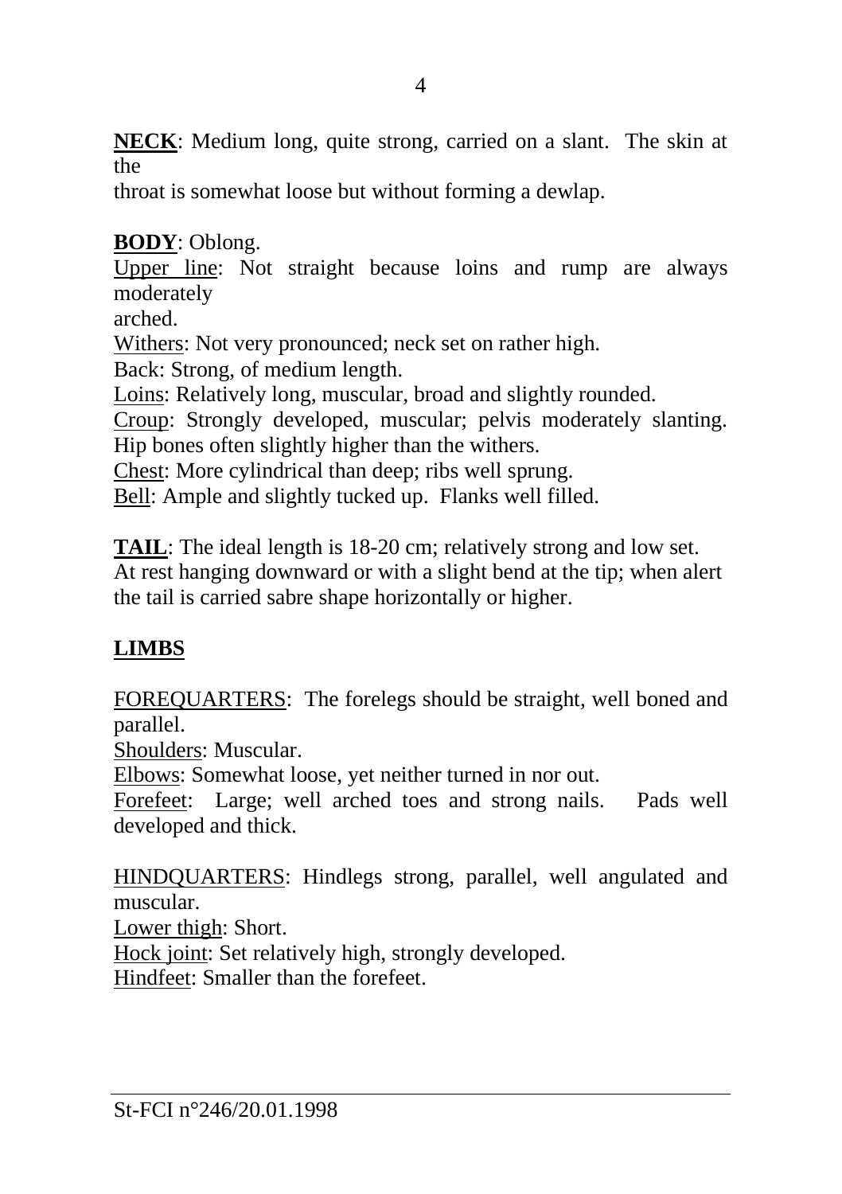**NECK**: Medium long, quite strong, carried on a slant. The skin at the throat is somewhat loose but without forming a dewlap.

**BODY**: Oblong.
Upper line: Not straight because loins and rump are always moderately arched.
Withers: Not very pronounced; neck set on rather high.
Back: Strong, of medium length.
Loins: Relatively long, muscular, broad and slightly rounded.
Croup: Strongly developed, muscular; pelvis moderately slanting. Hip bones often slightly higher than the withers.
Chest: More cylindrical than deep; ribs well sprung.
Bell: Ample and slightly tucked up. Flanks well filled.

**TAIL**: The ideal length is 18-20 cm; relatively strong and low set. At rest hanging downward or with a slight bend at the tip; when alert the tail is carried sabre shape horizontally or higher.

**LIMBS**

FOREQUARTERS: The forelegs should be straight, well boned and parallel.
Shoulders: Muscular.
Elbows: Somewhat loose, yet neither turned in nor out.
Forefeet: Large; well arched toes and strong nails. Pads well developed and thick.

HINDQUARTERS: Hindlegs strong, parallel, well angulated and muscular.
Lower thigh: Short.
Hock joint: Set relatively high, strongly developed.
Hindfeet: Smaller than the forefeet.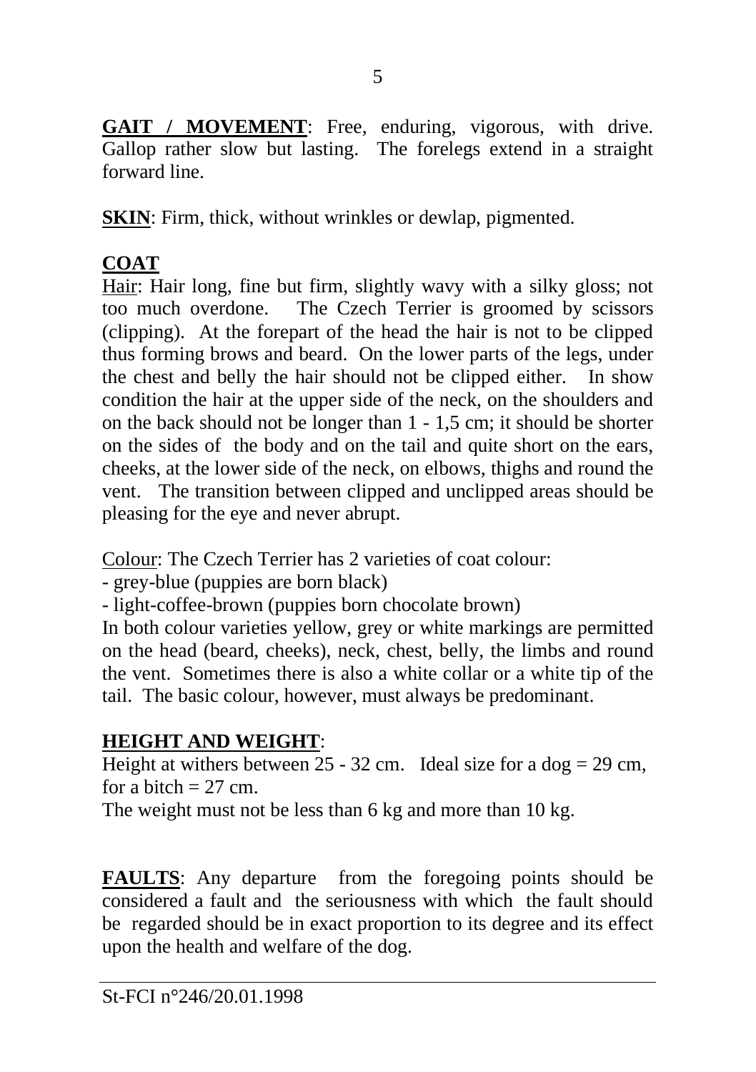**GAIT / MOVEMENT**: Free, enduring, vigorous, with drive. Gallop rather slow but lasting. The forelegs extend in a straight forward line.

**SKIN**: Firm, thick, without wrinkles or dewlap, pigmented.

**COAT**

Hair: Hair long, fine but firm, slightly wavy with a silky gloss; not too much overdone. The Czech Terrier is groomed by scissors (clipping). At the forepart of the head the hair is not to be clipped thus forming brows and beard. On the lower parts of the legs, under the chest and belly the hair should not be clipped either. In show condition the hair at the upper side of the neck, on the shoulders and on the back should not be longer than 1 - 1,5 cm; it should be shorter on the sides of the body and on the tail and quite short on the ears, cheeks, at the lower side of the neck, on elbows, thighs and round the vent. The transition between clipped and unclipped areas should be pleasing for the eye and never abrupt.

Colour: The Czech Terrier has 2 varieties of coat colour:
- grey-blue (puppies are born black)
- light-coffee-brown (puppies born chocolate brown)

In both colour varieties yellow, grey or white markings are permitted on the head (beard, cheeks), neck, chest, belly, the limbs and round the vent. Sometimes there is also a white collar or a white tip of the tail. The basic colour, however, must always be predominant.

**HEIGHT AND WEIGHT**:

Height at withers between 25 - 32 cm. Ideal size for a dog = 29 cm, for a bitch = 27 cm.

The weight must not be less than 6 kg and more than 10 kg.

**FAULTS**: Any departure from the foregoing points should be considered a fault and the seriousness with which the fault should be regarded should be in exact proportion to its degree and its effect upon the health and welfare of the dog.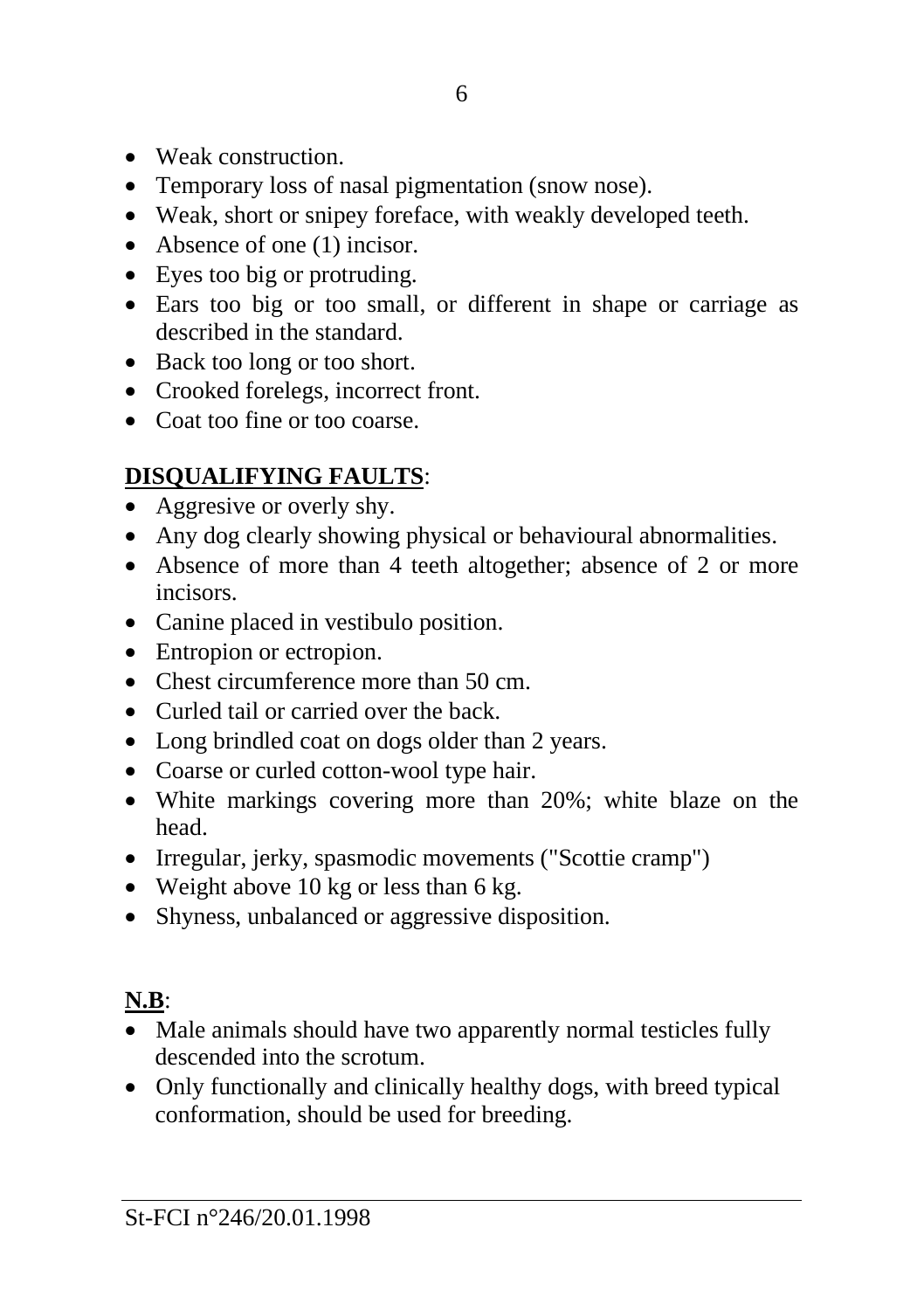- Weak construction.
- Temporary loss of nasal pigmentation (snow nose).
- Weak, short or snipey foreface, with weakly developed teeth.
- Absence of one (1) incisor.
- Eyes too big or protruding.
- Ears too big or too small, or different in shape or carriage as described in the standard.
- Back too long or too short.
- Crooked forelegs, incorrect front.
- Coat too fine or too coarse.

**DISQUALIFYING FAULTS**:

- Aggresive or overly shy.
- Any dog clearly showing physical or behavioural abnormalities.
- Absence of more than 4 teeth altogether; absence of 2 or more incisors.
- Canine placed in vestibulo position.
- Entropion or ectropion.
- Chest circumference more than 50 cm.
- Curled tail or carried over the back.
- Long brindled coat on dogs older than 2 years.
- Coarse or curled cotton-wool type hair.
- White markings covering more than 20%; white blaze on the head.
- Irregular, jerky, spasmodic movements ("Scottie cramp")
- Weight above 10 kg or less than 6 kg.
- Shyness, unbalanced or aggressive disposition.

**N.B**:

- Male animals should have two apparently normal testicles fully descended into the scrotum.
- Only functionally and clinically healthy dogs, with breed typical conformation, should be used for breeding.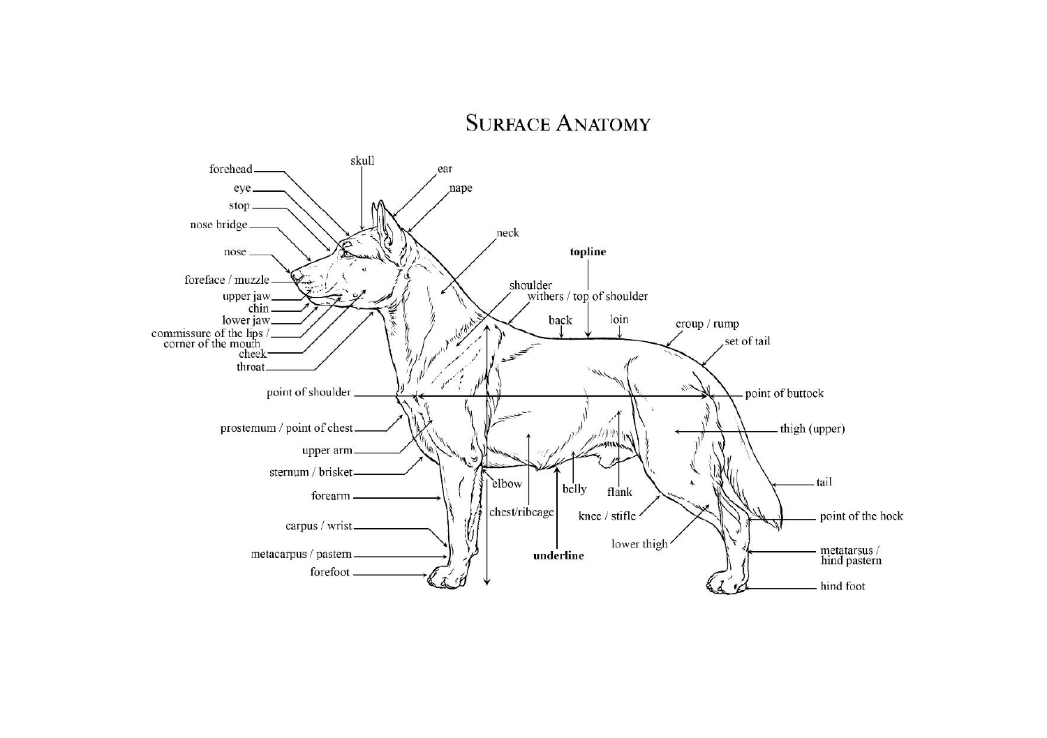# Surface Anatomy

forehead

eye

stop

nose bridge

nose

foreface / muzzle

upper jaw

chin

lower jaw

commissure of the lips / corner of the mouth

cheek

throat

skull

ear

nape

neck

shoulder

withers / top of shoulder

topline

back

loin

croup / rump

set of tail

point of shoulder

point of buttock

prosternum / point of chest

thigh (upper)

upper arm

sternum / brisket

tail

elbow

belly

flank

forearm

chest/ribcage

knee / stifle

point of the hock

carpus / wrist

lower thigh

metacarpus / pastern

underline

metatarsus / hind pastern

forefoot

hind foot